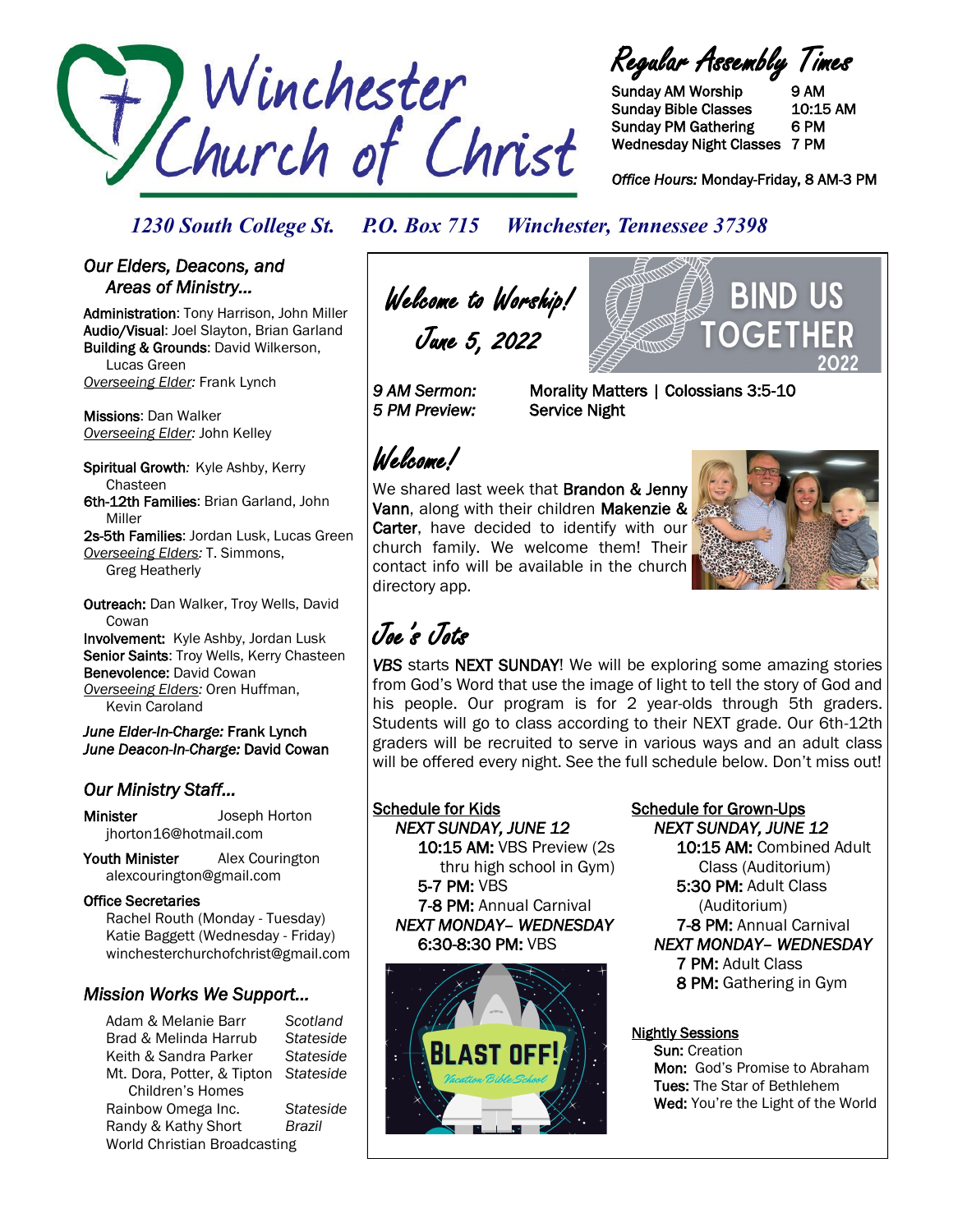# Winchester Church of Christ

## Regular Assembly Times

| | |
|---|---|
| Sunday AM Worship | 9 AM |
| Sunday Bible Classes | 10:15 AM |
| Sunday PM Gathering | 6 PM |
| Wednesday Night Classes | 7 PM |

*Office Hours:* Monday-Friday, 8 AM-3 PM

*1230 South College St. P.O. Box 715 Winchester, Tennessee 37398*

## *Our Elders, Deacons, and Areas of Ministry...*

**Administration**: Tony Harrison, John Miller
**Audio/Visual**: Joel Slayton, Brian Garland
**Building & Grounds**: David Wilkerson, Lucas Green
*Overseeing Elder:* Frank Lynch

**Missions**: Dan Walker
*Overseeing Elder:* John Kelley

**Spiritual Growth**: Kyle Ashby, Kerry Chasteen
**6th-12th Families**: Brian Garland, John Miller
**2s-5th Families**: Jordan Lusk, Lucas Green
*Overseeing Elders:* T. Simmons, Greg Heatherly

**Outreach:** Dan Walker, Troy Wells, David Cowan
**Involvement:** Kyle Ashby, Jordan Lusk
**Senior Saints**: Troy Wells, Kerry Chasteen
**Benevolence:** David Cowan
*Overseeing Elders:* Oren Huffman, Kevin Caroland

*June Elder-In-Charge:* **Frank Lynch**
*June Deacon-In-Charge:* **David Cowan**

## *Our Ministry Staff...*

**Minister** Joseph Horton
jhorton16@hotmail.com

**Youth Minister** Alex Courington
alexcourington@gmail.com

**Office Secretaries**
Rachel Routh (Monday - Tuesday)
Katie Baggett (Wednesday - Friday)
winchesterchurchofchrist@gmail.com

## *Mission Works We Support...*

| | |
|---|---|
| Adam & Melanie Barr | *Scotland* |
| Brad & Melinda Harrub | *Stateside* |
| Keith & Sandra Parker | *Stateside* |
| Mt. Dora, Potter, & Tipton Children's Homes | *Stateside* |
| Rainbow Omega Inc. | *Stateside* |
| Randy & Kathy Short | *Brazil* |
| World Christian Broadcasting | |

## *Welcome to Worship!*
## *June 5, 2022*

BIND US TOGETHER 2022

*9 AM Sermon:* Morality Matters | Colossians 3:5-10
*5 PM Preview:* Service Night

## *Welcome!*

We shared last week that **Brandon & Jenny Vann**, along with their children **Makenzie & Carter**, have decided to identify with our church family. We welcome them! Their contact info will be available in the church directory app.

## *Joe's Jots*

*VBS* starts **NEXT SUNDAY**! We will be exploring some amazing stories from God's Word that use the image of light to tell the story of God and his people. Our program is for 2 year-olds through 5th graders. Students will go to class according to their NEXT grade. Our 6th-12th graders will be recruited to serve in various ways and an adult class will be offered every night. See the full schedule below. Don't miss out!

**Schedule for Kids**

*NEXT SUNDAY, JUNE 12*
- **10:15 AM:** VBS Preview (2s thru high school in Gym)
- **5-7 PM:** VBS
- **7-8 PM:** Annual Carnival

*NEXT MONDAY– WEDNESDAY*
- **6:30-8:30 PM:** VBS

BLAST OFF! *Vacation Bible School*

**Schedule for Grown-Ups**

*NEXT SUNDAY, JUNE 12*
- **10:15 AM:** Combined Adult Class (Auditorium)
- **5:30 PM:** Adult Class (Auditorium)
- **7-8 PM:** Annual Carnival

*NEXT MONDAY– WEDNESDAY*
- **7 PM:** Adult Class
- **8 PM:** Gathering in Gym

**Nightly Sessions**
- **Sun:** Creation
- **Mon:** God's Promise to Abraham
- **Tues:** The Star of Bethlehem
- **Wed:** You're the Light of the World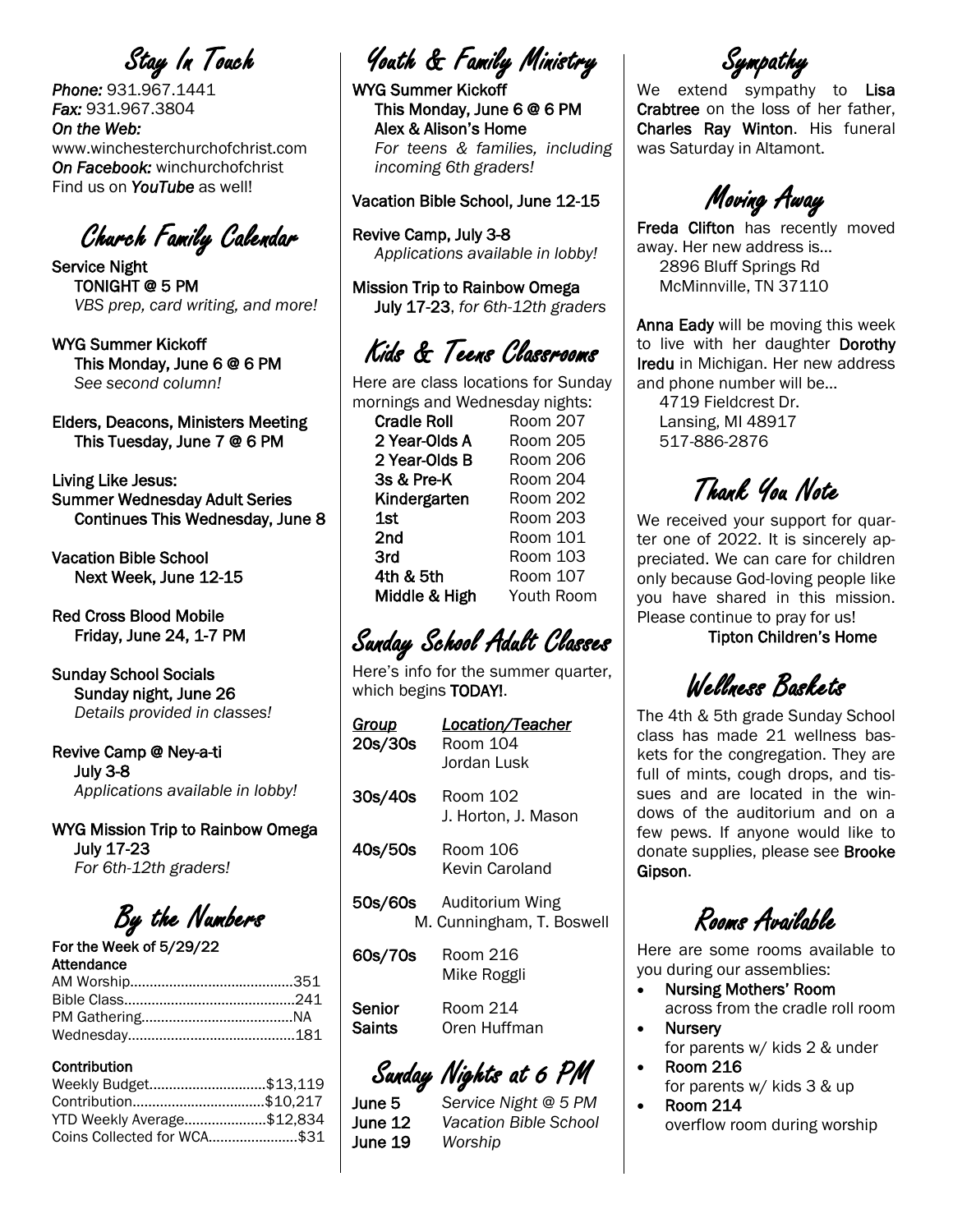## Stay In Touch

*Phone:* 931.967.1441
*Fax:* 931.967.3804
*On the Web:*
www.winchesterchurchofchrist.com
*On Facebook:* winchurchofchrist
Find us on *YouTube* as well!

## Church Family Calendar

**Service Night**
**TONIGHT @ 5 PM**
*VBS prep, card writing, and more!*

**WYG Summer Kickoff**
**This Monday, June 6 @ 6 PM**
*See second column!*

**Elders, Deacons, Ministers Meeting**
**This Tuesday, June 7 @ 6 PM**

**Living Like Jesus:**
**Summer Wednesday Adult Series**
**Continues This Wednesday, June 8**

**Vacation Bible School**
**Next Week, June 12-15**

**Red Cross Blood Mobile**
**Friday, June 24, 1-7 PM**

**Sunday School Socials**
**Sunday night, June 26**
*Details provided in classes!*

**Revive Camp @ Ney-a-ti**
**July 3-8**
*Applications available in lobby!*

**WYG Mission Trip to Rainbow Omega**
**July 17-23**
*For 6th-12th graders!*

## By the Numbers

**For the Week of 5/29/22**

**Attendance**

| | |
|---|---|
| AM Worship | 351 |
| Bible Class | 241 |
| PM Gathering | NA |
| Wednesday | 181 |

**Contribution**

| | |
|---|---|
| Weekly Budget | $13,119 |
| Contribution | $10,217 |
| YTD Weekly Average | $12,834 |
| Coins Collected for WCA | $31 |

## Youth & Family Ministry

**WYG Summer Kickoff**
**This Monday, June 6 @ 6 PM**
**Alex & Alison's Home**
*For teens & families, including incoming 6th graders!*

**Vacation Bible School, June 12-15**

**Revive Camp, July 3-8**
*Applications available in lobby!*

**Mission Trip to Rainbow Omega**
**July 17-23**, *for 6th-12th graders*

## Kids & Teens Classrooms

Here are class locations for Sunday mornings and Wednesday nights:

| | |
|---|---|
| **Cradle Roll** | Room 207 |
| **2 Year-Olds A** | Room 205 |
| **2 Year-Olds B** | Room 206 |
| **3s & Pre-K** | Room 204 |
| **Kindergarten** | Room 202 |
| **1st** | Room 203 |
| **2nd** | Room 101 |
| **3rd** | Room 103 |
| **4th & 5th** | Room 107 |
| **Middle & High** | Youth Room |

## Sunday School Adult Classes

Here's info for the summer quarter, which begins **TODAY!**.

| *Group* | *Location/Teacher* |
|---|---|
| **20s/30s** | Room 104<br>Jordan Lusk |
| **30s/40s** | Room 102<br>J. Horton, J. Mason |
| **40s/50s** | Room 106<br>Kevin Caroland |
| **50s/60s** | Auditorium Wing<br>M. Cunningham, T. Boswell |
| **60s/70s** | Room 216<br>Mike Roggli |
| **Senior Saints** | Room 214<br>Oren Huffman |

## Sunday Nights at 6 PM

| | |
|---|---|
| **June 5** | *Service Night @ 5 PM* |
| **June 12** | *Vacation Bible School* |
| **June 19** | *Worship* |

## Sympathy

We extend sympathy to **Lisa Crabtree** on the loss of her father, **Charles Ray Winton**. His funeral was Saturday in Altamont.

## Moving Away

**Freda Clifton** has recently moved away. Her new address is…
2896 Bluff Springs Rd
McMinnville, TN 37110

**Anna Eady** will be moving this week to live with her daughter **Dorothy Iredu** in Michigan. Her new address and phone number will be…
4719 Fieldcrest Dr.
Lansing, MI 48917
517-886-2876

## Thank You Note

We received your support for quarter one of 2022. It is sincerely appreciated. We can care for children only because God-loving people like you have shared in this mission. Please continue to pray for us!

**Tipton Children's Home**

## Wellness Baskets

The 4th & 5th grade Sunday School class has made 21 wellness baskets for the congregation. They are full of mints, cough drops, and tissues and are located in the windows of the auditorium and on a few pews. If anyone would like to donate supplies, please see **Brooke Gipson**.

## Rooms Available

Here are some rooms available to you during our assemblies:

- **Nursing Mothers' Room**
  across from the cradle roll room
- **Nursery**
  for parents w/ kids 2 & under
- **Room 216**
  for parents w/ kids 3 & up
- **Room 214**
  overflow room during worship